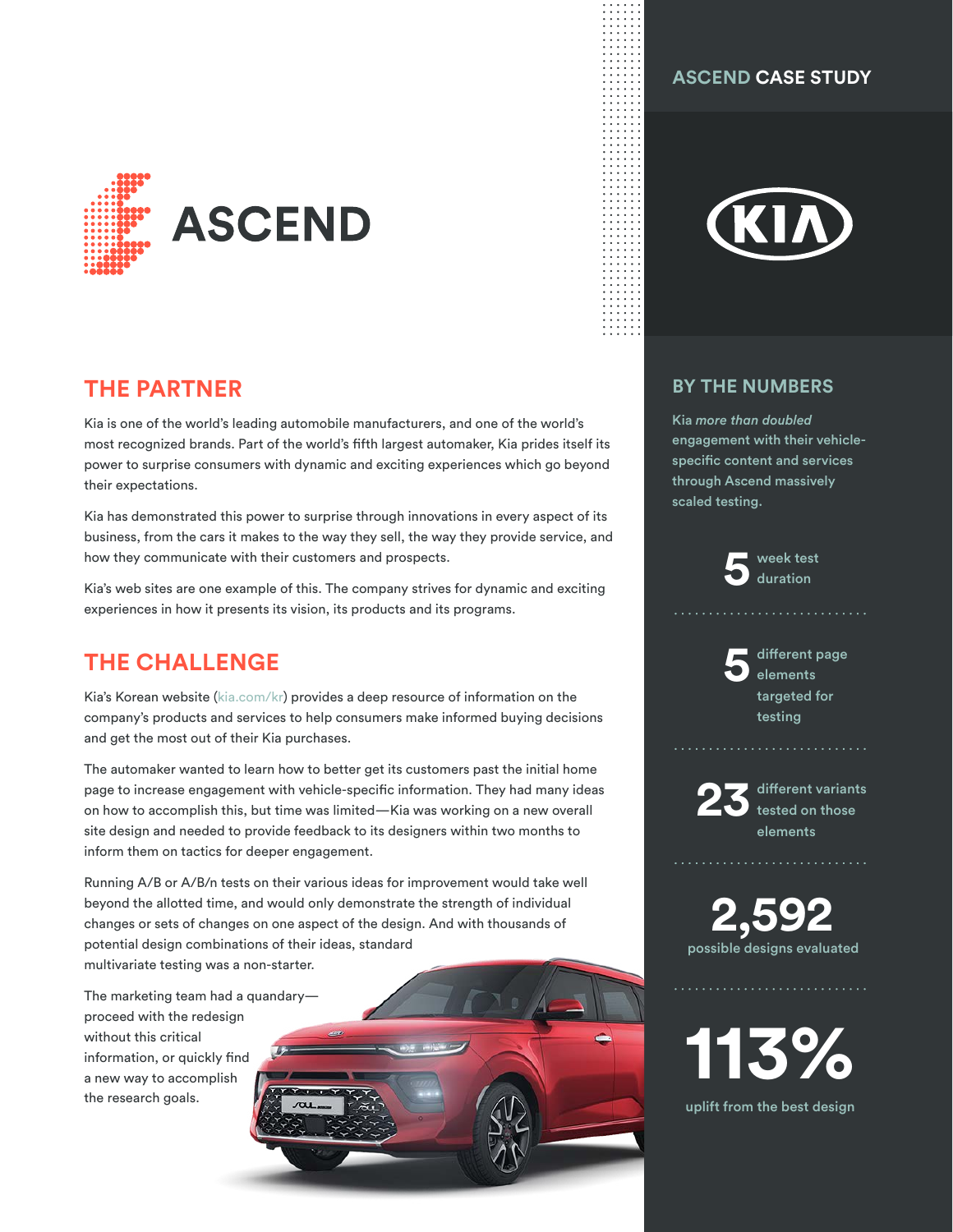# ASCEND

**ASCEND CASE STUDY**

## THE PARTNER

Kia is one of the world's leading automobile manufacturers, and one of the world's most recognized brands. Part of the world's fifth largest automaker, Kia prides itself its power to surprise consumers with dynamic and exciting experiences which go beyond their expectations.

Kia has demonstrated this power to surprise through innovations in every aspect of its business, from the cars it makes to the way they sell, the way they provide service, and how they communicate with their customers and prospects.

Kia's web sites are one example of this. The company strives for dynamic and exciting experiences in how it presents its vision, its products and its programs.

## THE CHALLENGE

Kia's Korean website (kia.com/kr) provides a deep resource of information on the company's products and services to help consumers make informed buying decisions and get the most out of their Kia purchases.

The automaker wanted to learn how to better get its customers past the initial home page to increase engagement with vehicle-specific information. They had many ideas on how to accomplish this, but time was limited—Kia was working on a new overall site design and needed to provide feedback to its designers within two months to inform them on tactics for deeper engagement.

Running A/B or A/B/n tests on their various ideas for improvement would take well beyond the allotted time, and would only demonstrate the strength of individual changes or sets of changes on one aspect of the design. And with thousands of potential design combinations of their ideas, standard multivariate testing was a non-starter.

The marketing team had a quandary—proceed with the redesign without this critical information, or quickly find a new way to accomplish the research goals.

## BY THE NUMBERS

Kia *more than doubled* engagement with their vehicle-specific content and services through Ascend massively scaled testing.

**5** week test duration

**5** different page elements targeted for testing

**23** different variants tested on those elements

**2,592** possible designs evaluated

**113%** uplift from the best design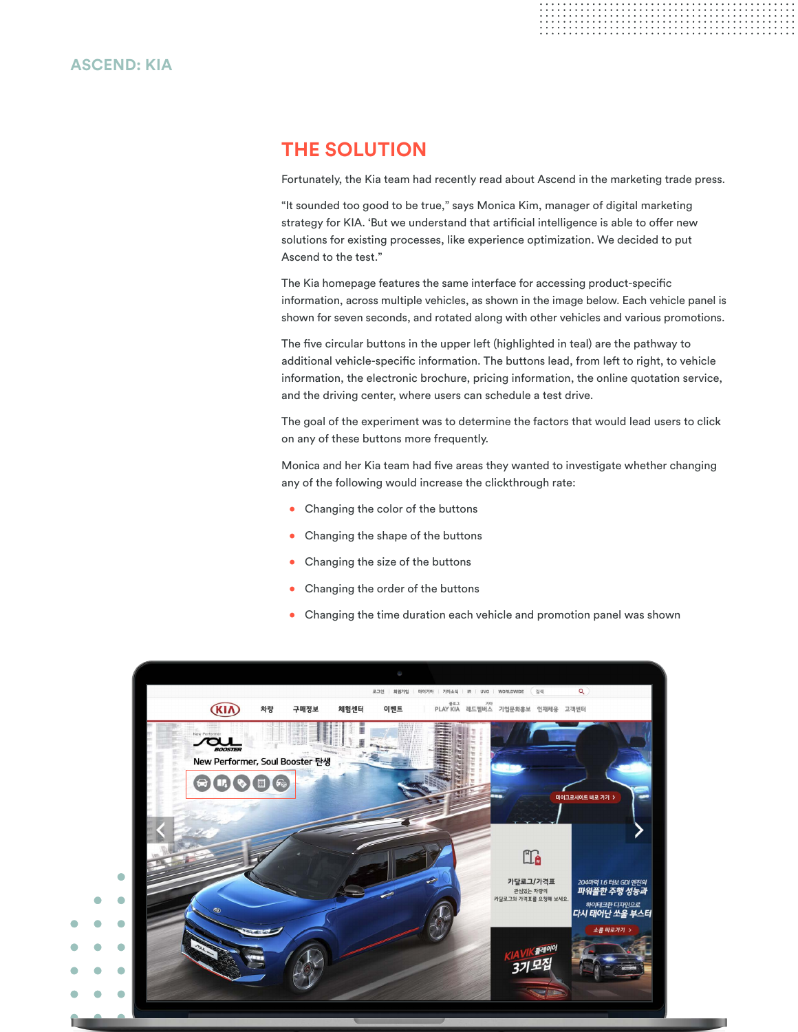## THE SOLUTION

Fortunately, the Kia team had recently read about Ascend in the marketing trade press.

“It sounded too good to be true,” says Monica Kim, manager of digital marketing strategy for KIA. ‘But we understand that artificial intelligence is able to offer new solutions for existing processes, like experience optimization. We decided to put Ascend to the test.”

The Kia homepage features the same interface for accessing product-specific information, across multiple vehicles, as shown in the image below. Each vehicle panel is shown for seven seconds, and rotated along with other vehicles and various promotions.

The five circular buttons in the upper left (highlighted in teal) are the pathway to additional vehicle-specific information. The buttons lead, from left to right, to vehicle information, the electronic brochure, pricing information, the online quotation service, and the driving center, where users can schedule a test drive.

The goal of the experiment was to determine the factors that would lead users to click on any of these buttons more frequently.

Monica and her Kia team had five areas they wanted to investigate whether changing any of the following would increase the clickthrough rate:

- Changing the color of the buttons
- Changing the shape of the buttons
- Changing the size of the buttons
- Changing the order of the buttons
- Changing the time duration each vehicle and promotion panel was shown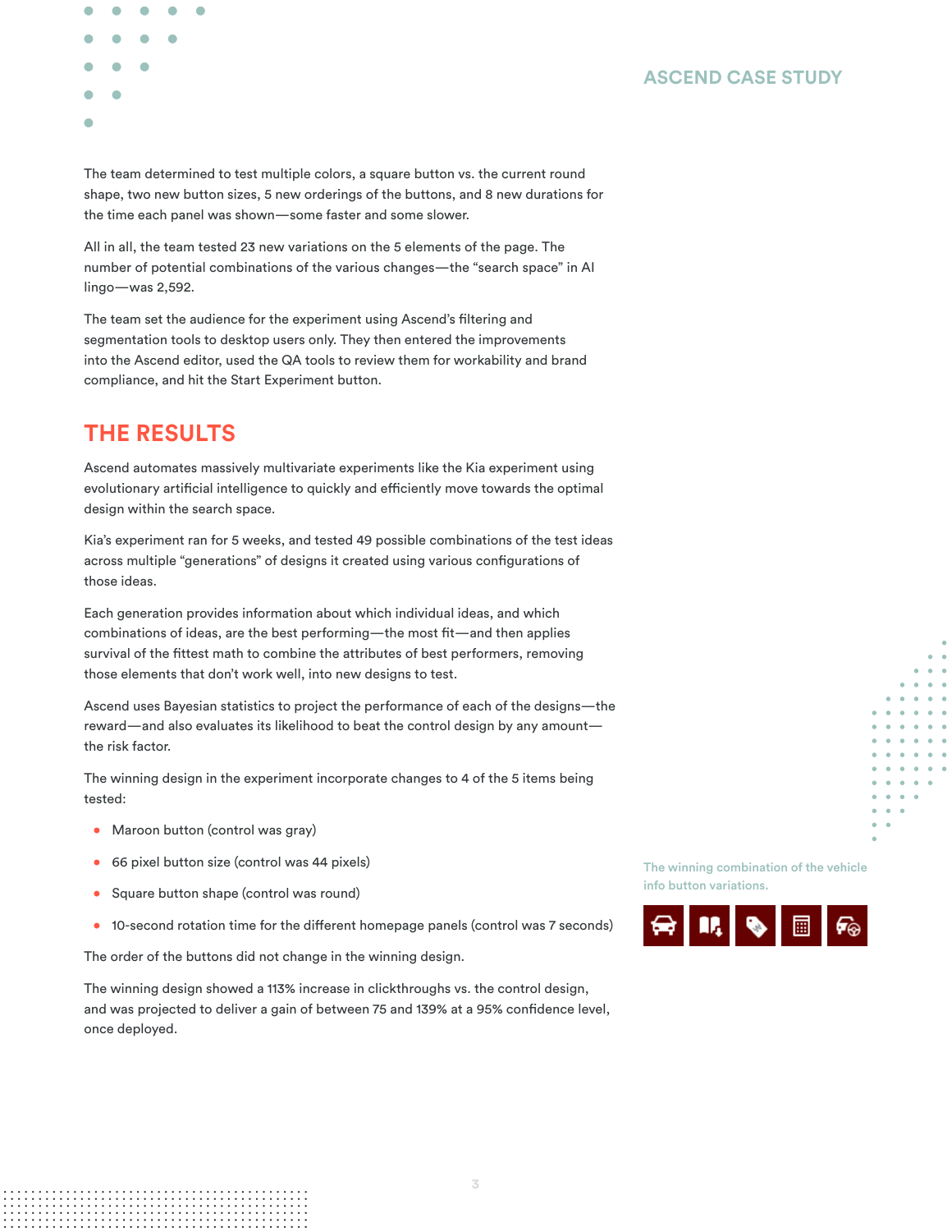The team determined to test multiple colors, a square button vs. the current round shape, two new button sizes, 5 new orderings of the buttons, and 8 new durations for the time each panel was shown—some faster and some slower.

All in all, the team tested 23 new variations on the 5 elements of the page. The number of potential combinations of the various changes—the "search space" in AI lingo—was 2,592.

The team set the audience for the experiment using Ascend's filtering and segmentation tools to desktop users only. They then entered the improvements into the Ascend editor, used the QA tools to review them for workability and brand compliance, and hit the Start Experiment button.

## THE RESULTS

Ascend automates massively multivariate experiments like the Kia experiment using evolutionary artificial intelligence to quickly and efficiently move towards the optimal design within the search space.

Kia's experiment ran for 5 weeks, and tested 49 possible combinations of the test ideas across multiple "generations" of designs it created using various configurations of those ideas.

Each generation provides information about which individual ideas, and which combinations of ideas, are the best performing—the most fit—and then applies survival of the fittest math to combine the attributes of best performers, removing those elements that don't work well, into new designs to test.

Ascend uses Bayesian statistics to project the performance of each of the designs—the reward—and also evaluates its likelihood to beat the control design by any amount—the risk factor.

The winning design in the experiment incorporate changes to 4 of the 5 items being tested:

- Maroon button (control was gray)
- 66 pixel button size (control was 44 pixels)
- Square button shape (control was round)
- 10-second rotation time for the different homepage panels (control was 7 seconds)

The order of the buttons did not change in the winning design.

The winning design showed a 113% increase in clickthroughs vs. the control design, and was projected to deliver a gain of between 75 and 139% at a 95% confidence level, once deployed.

The winning combination of the vehicle info button variations.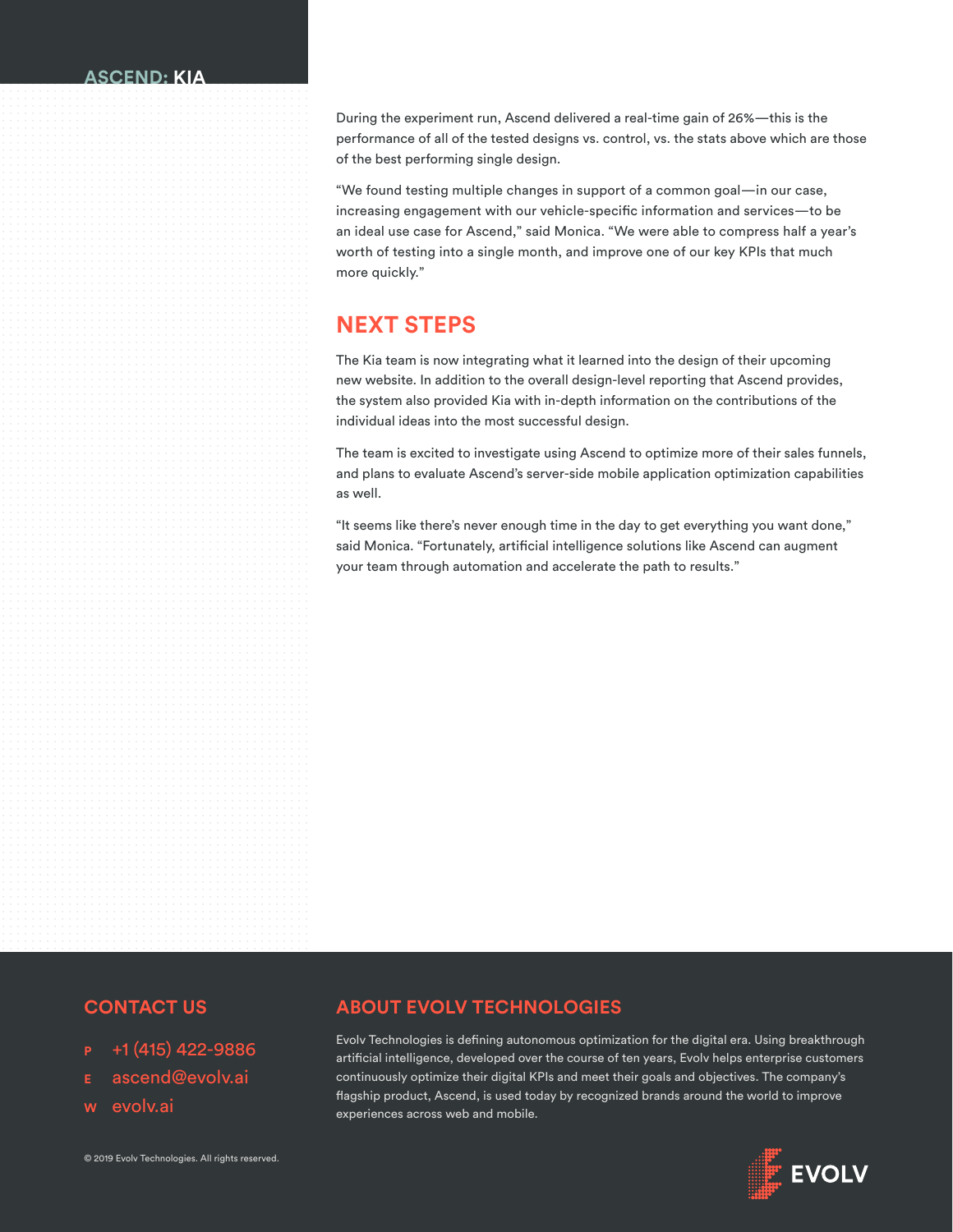During the experiment run, Ascend delivered a real-time gain of 26%—this is the performance of all of the tested designs vs. control, vs. the stats above which are those of the best performing single design.

"We found testing multiple changes in support of a common goal—in our case, increasing engagement with our vehicle-specific information and services—to be an ideal use case for Ascend," said Monica. "We were able to compress half a year's worth of testing into a single month, and improve one of our key KPIs that much more quickly."

## NEXT STEPS

The Kia team is now integrating what it learned into the design of their upcoming new website. In addition to the overall design-level reporting that Ascend provides, the system also provided Kia with in-depth information on the contributions of the individual ideas into the most successful design.

The team is excited to investigate using Ascend to optimize more of their sales funnels, and plans to evaluate Ascend's server-side mobile application optimization capabilities as well.

"It seems like there's never enough time in the day to get everything you want done," said Monica. "Fortunately, artificial intelligence solutions like Ascend can augment your team through automation and accelerate the path to results."

## CONTACT US

P +1 (415) 422-9886

E ascend@evolv.ai

W evolv.ai

## ABOUT EVOLV TECHNOLOGIES

Evolv Technologies is defining autonomous optimization for the digital era. Using breakthrough artificial intelligence, developed over the course of ten years, Evolv helps enterprise customers continuously optimize their digital KPIs and meet their goals and objectives. The company's flagship product, Ascend, is used today by recognized brands around the world to improve experiences across web and mobile.

© 2019 Evolv Technologies. All rights reserved.

EVOLV